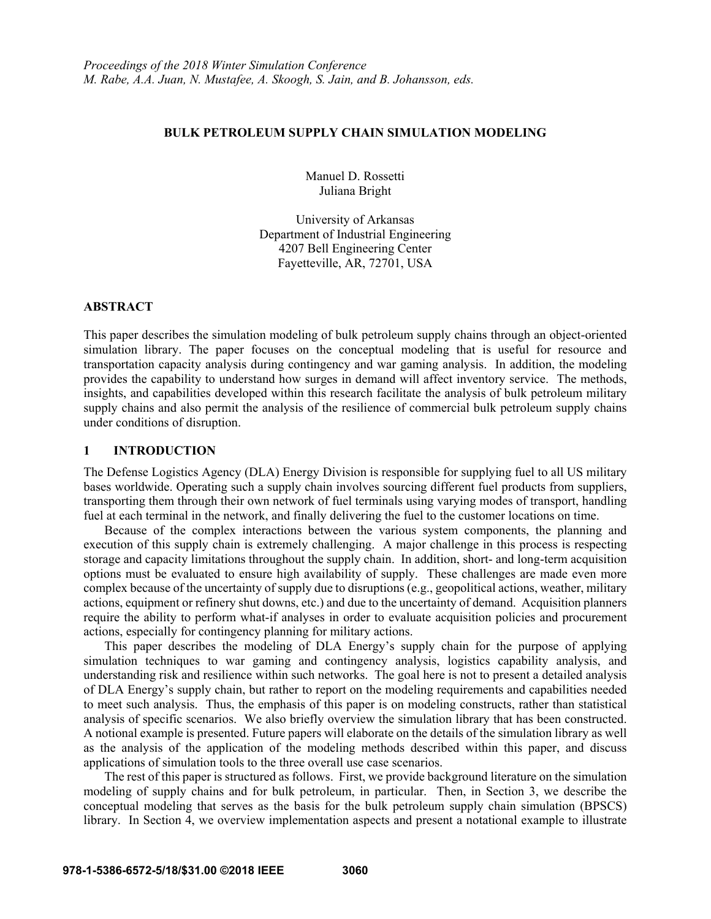*Proceedings of the 2018 Winter Simulation Conference*
*M. Rabe, A.A. Juan, N. Mustafee, A. Skoogh, S. Jain, and B. Johansson, eds.*

# BULK PETROLEUM SUPPLY CHAIN SIMULATION MODELING

Manuel D. Rossetti
Juliana Bright

University of Arkansas
Department of Industrial Engineering
4207 Bell Engineering Center
Fayetteville, AR, 72701, USA

## ABSTRACT

This paper describes the simulation modeling of bulk petroleum supply chains through an object-oriented simulation library. The paper focuses on the conceptual modeling that is useful for resource and transportation capacity analysis during contingency and war gaming analysis. In addition, the modeling provides the capability to understand how surges in demand will affect inventory service. The methods, insights, and capabilities developed within this research facilitate the analysis of bulk petroleum military supply chains and also permit the analysis of the resilience of commercial bulk petroleum supply chains under conditions of disruption.

## 1 INTRODUCTION

The Defense Logistics Agency (DLA) Energy Division is responsible for supplying fuel to all US military bases worldwide. Operating such a supply chain involves sourcing different fuel products from suppliers, transporting them through their own network of fuel terminals using varying modes of transport, handling fuel at each terminal in the network, and finally delivering the fuel to the customer locations on time.

Because of the complex interactions between the various system components, the planning and execution of this supply chain is extremely challenging. A major challenge in this process is respecting storage and capacity limitations throughout the supply chain. In addition, short- and long-term acquisition options must be evaluated to ensure high availability of supply. These challenges are made even more complex because of the uncertainty of supply due to disruptions (e.g., geopolitical actions, weather, military actions, equipment or refinery shut downs, etc.) and due to the uncertainty of demand. Acquisition planners require the ability to perform what-if analyses in order to evaluate acquisition policies and procurement actions, especially for contingency planning for military actions.

This paper describes the modeling of DLA Energy's supply chain for the purpose of applying simulation techniques to war gaming and contingency analysis, logistics capability analysis, and understanding risk and resilience within such networks. The goal here is not to present a detailed analysis of DLA Energy's supply chain, but rather to report on the modeling requirements and capabilities needed to meet such analysis. Thus, the emphasis of this paper is on modeling constructs, rather than statistical analysis of specific scenarios. We also briefly overview the simulation library that has been constructed. A notional example is presented. Future papers will elaborate on the details of the simulation library as well as the analysis of the application of the modeling methods described within this paper, and discuss applications of simulation tools to the three overall use case scenarios.

The rest of this paper is structured as follows. First, we provide background literature on the simulation modeling of supply chains and for bulk petroleum, in particular. Then, in Section 3, we describe the conceptual modeling that serves as the basis for the bulk petroleum supply chain simulation (BPSCS) library. In Section 4, we overview implementation aspects and present a notational example to illustrate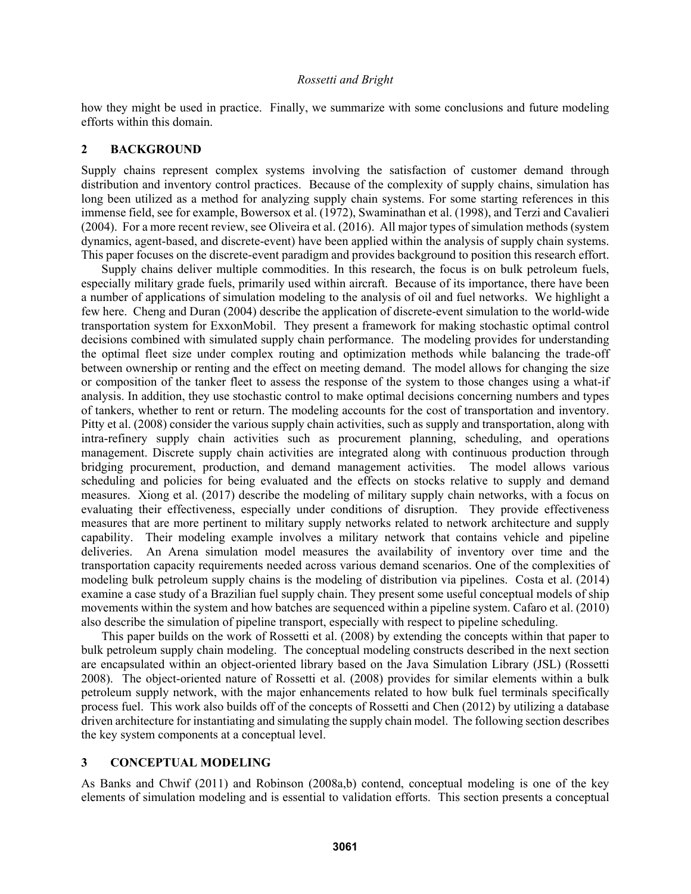how they might be used in practice. Finally, we summarize with some conclusions and future modeling efforts within this domain.

## 2 BACKGROUND

Supply chains represent complex systems involving the satisfaction of customer demand through distribution and inventory control practices. Because of the complexity of supply chains, simulation has long been utilized as a method for analyzing supply chain systems. For some starting references in this immense field, see for example, Bowersox et al. (1972), Swaminathan et al. (1998), and Terzi and Cavalieri (2004). For a more recent review, see Oliveira et al. (2016). All major types of simulation methods (system dynamics, agent-based, and discrete-event) have been applied within the analysis of supply chain systems. This paper focuses on the discrete-event paradigm and provides background to position this research effort.

Supply chains deliver multiple commodities. In this research, the focus is on bulk petroleum fuels, especially military grade fuels, primarily used within aircraft. Because of its importance, there have been a number of applications of simulation modeling to the analysis of oil and fuel networks. We highlight a few here. Cheng and Duran (2004) describe the application of discrete-event simulation to the world-wide transportation system for ExxonMobil. They present a framework for making stochastic optimal control decisions combined with simulated supply chain performance. The modeling provides for understanding the optimal fleet size under complex routing and optimization methods while balancing the trade-off between ownership or renting and the effect on meeting demand. The model allows for changing the size or composition of the tanker fleet to assess the response of the system to those changes using a what-if analysis. In addition, they use stochastic control to make optimal decisions concerning numbers and types of tankers, whether to rent or return. The modeling accounts for the cost of transportation and inventory. Pitty et al. (2008) consider the various supply chain activities, such as supply and transportation, along with intra-refinery supply chain activities such as procurement planning, scheduling, and operations management. Discrete supply chain activities are integrated along with continuous production through bridging procurement, production, and demand management activities. The model allows various scheduling and policies for being evaluated and the effects on stocks relative to supply and demand measures. Xiong et al. (2017) describe the modeling of military supply chain networks, with a focus on evaluating their effectiveness, especially under conditions of disruption. They provide effectiveness measures that are more pertinent to military supply networks related to network architecture and supply capability. Their modeling example involves a military network that contains vehicle and pipeline deliveries. An Arena simulation model measures the availability of inventory over time and the transportation capacity requirements needed across various demand scenarios. One of the complexities of modeling bulk petroleum supply chains is the modeling of distribution via pipelines. Costa et al. (2014) examine a case study of a Brazilian fuel supply chain. They present some useful conceptual models of ship movements within the system and how batches are sequenced within a pipeline system. Cafaro et al. (2010) also describe the simulation of pipeline transport, especially with respect to pipeline scheduling.

This paper builds on the work of Rossetti et al. (2008) by extending the concepts within that paper to bulk petroleum supply chain modeling. The conceptual modeling constructs described in the next section are encapsulated within an object-oriented library based on the Java Simulation Library (JSL) (Rossetti 2008). The object-oriented nature of Rossetti et al. (2008) provides for similar elements within a bulk petroleum supply network, with the major enhancements related to how bulk fuel terminals specifically process fuel. This work also builds off of the concepts of Rossetti and Chen (2012) by utilizing a database driven architecture for instantiating and simulating the supply chain model. The following section describes the key system components at a conceptual level.

## 3 CONCEPTUAL MODELING

As Banks and Chwif (2011) and Robinson (2008a,b) contend, conceptual modeling is one of the key elements of simulation modeling and is essential to validation efforts. This section presents a conceptual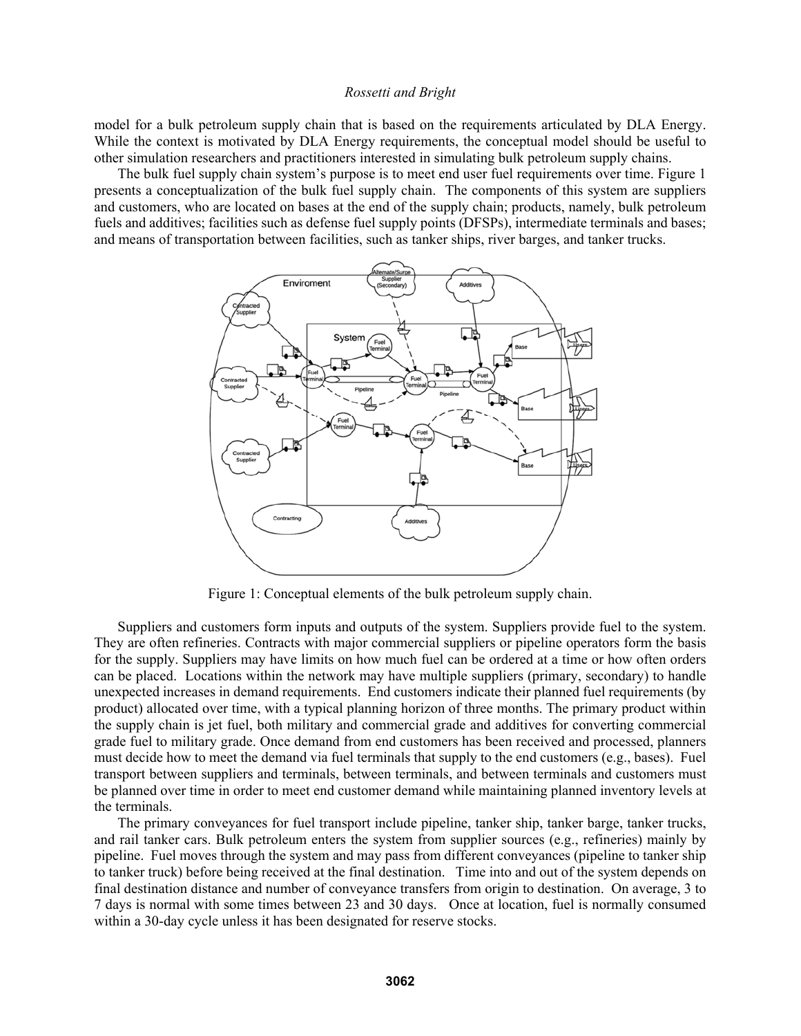model for a bulk petroleum supply chain that is based on the requirements articulated by DLA Energy. While the context is motivated by DLA Energy requirements, the conceptual model should be useful to other simulation researchers and practitioners interested in simulating bulk petroleum supply chains.

The bulk fuel supply chain system's purpose is to meet end user fuel requirements over time. Figure 1 presents a conceptualization of the bulk fuel supply chain. The components of this system are suppliers and customers, who are located on bases at the end of the supply chain; products, namely, bulk petroleum fuels and additives; facilities such as defense fuel supply points (DFSPs), intermediate terminals and bases; and means of transportation between facilities, such as tanker ships, river barges, and tanker trucks.

Figure 1: Conceptual elements of the bulk petroleum supply chain.

Suppliers and customers form inputs and outputs of the system. Suppliers provide fuel to the system. They are often refineries. Contracts with major commercial suppliers or pipeline operators form the basis for the supply. Suppliers may have limits on how much fuel can be ordered at a time or how often orders can be placed. Locations within the network may have multiple suppliers (primary, secondary) to handle unexpected increases in demand requirements. End customers indicate their planned fuel requirements (by product) allocated over time, with a typical planning horizon of three months. The primary product within the supply chain is jet fuel, both military and commercial grade and additives for converting commercial grade fuel to military grade. Once demand from end customers has been received and processed, planners must decide how to meet the demand via fuel terminals that supply to the end customers (e.g., bases). Fuel transport between suppliers and terminals, between terminals, and between terminals and customers must be planned over time in order to meet end customer demand while maintaining planned inventory levels at the terminals.

The primary conveyances for fuel transport include pipeline, tanker ship, tanker barge, tanker trucks, and rail tanker cars. Bulk petroleum enters the system from supplier sources (e.g., refineries) mainly by pipeline. Fuel moves through the system and may pass from different conveyances (pipeline to tanker ship to tanker truck) before being received at the final destination. Time into and out of the system depends on final destination distance and number of conveyance transfers from origin to destination. On average, 3 to 7 days is normal with some times between 23 and 30 days. Once at location, fuel is normally consumed within a 30-day cycle unless it has been designated for reserve stocks.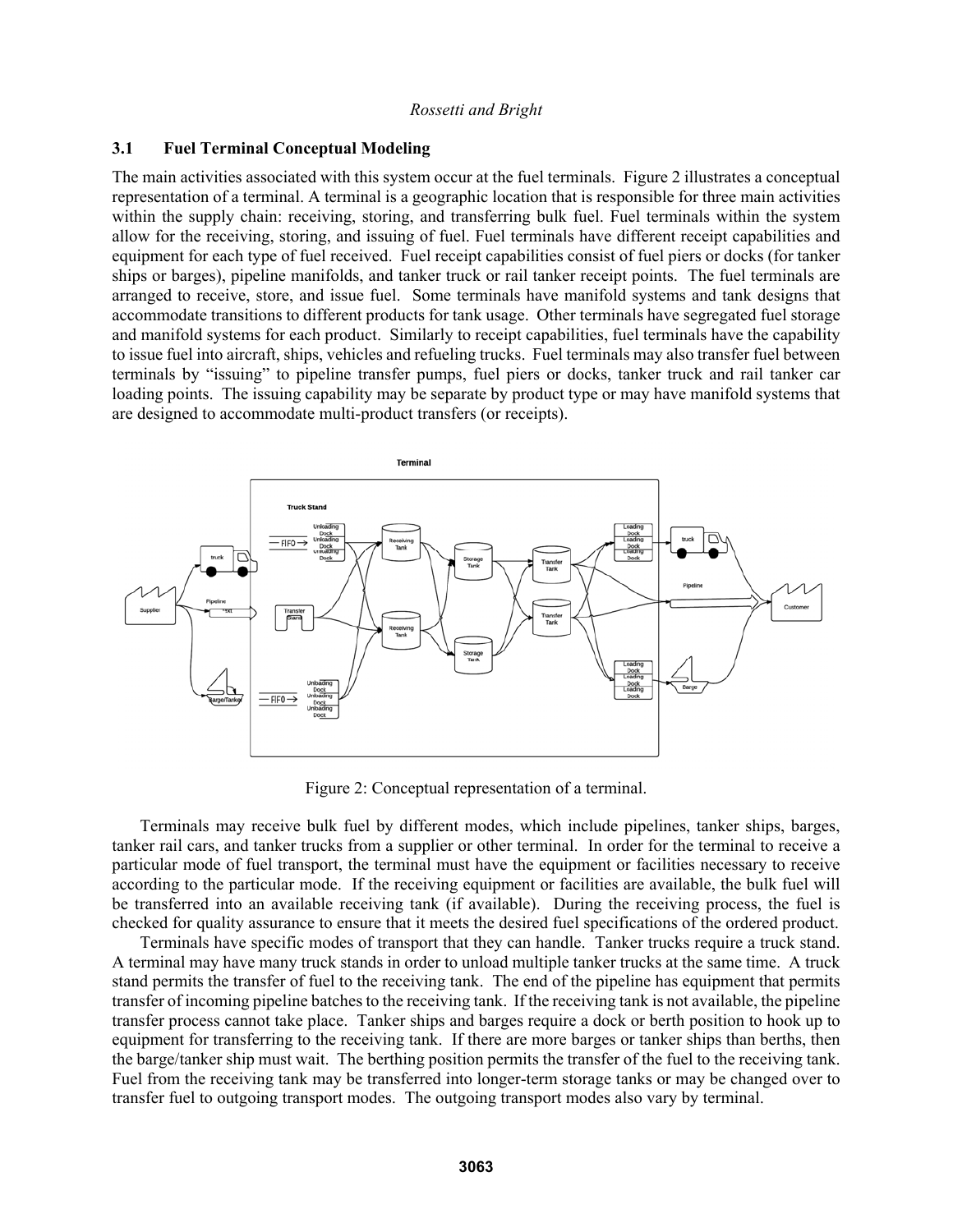### 3.1 Fuel Terminal Conceptual Modeling

The main activities associated with this system occur at the fuel terminals. Figure 2 illustrates a conceptual representation of a terminal. A terminal is a geographic location that is responsible for three main activities within the supply chain: receiving, storing, and transferring bulk fuel. Fuel terminals within the system allow for the receiving, storing, and issuing of fuel. Fuel terminals have different receipt capabilities and equipment for each type of fuel received. Fuel receipt capabilities consist of fuel piers or docks (for tanker ships or barges), pipeline manifolds, and tanker truck or rail tanker receipt points. The fuel terminals are arranged to receive, store, and issue fuel. Some terminals have manifold systems and tank designs that accommodate transitions to different products for tank usage. Other terminals have segregated fuel storage and manifold systems for each product. Similarly to receipt capabilities, fuel terminals have the capability to issue fuel into aircraft, ships, vehicles and refueling trucks. Fuel terminals may also transfer fuel between terminals by "issuing" to pipeline transfer pumps, fuel piers or docks, tanker truck and rail tanker car loading points. The issuing capability may be separate by product type or may have manifold systems that are designed to accommodate multi-product transfers (or receipts).

Figure 2: Conceptual representation of a terminal.

Terminals may receive bulk fuel by different modes, which include pipelines, tanker ships, barges, tanker rail cars, and tanker trucks from a supplier or other terminal. In order for the terminal to receive a particular mode of fuel transport, the terminal must have the equipment or facilities necessary to receive according to the particular mode. If the receiving equipment or facilities are available, the bulk fuel will be transferred into an available receiving tank (if available). During the receiving process, the fuel is checked for quality assurance to ensure that it meets the desired fuel specifications of the ordered product.

Terminals have specific modes of transport that they can handle. Tanker trucks require a truck stand. A terminal may have many truck stands in order to unload multiple tanker trucks at the same time. A truck stand permits the transfer of fuel to the receiving tank. The end of the pipeline has equipment that permits transfer of incoming pipeline batches to the receiving tank. If the receiving tank is not available, the pipeline transfer process cannot take place. Tanker ships and barges require a dock or berth position to hook up to equipment for transferring to the receiving tank. If there are more barges or tanker ships than berths, then the barge/tanker ship must wait. The berthing position permits the transfer of the fuel to the receiving tank. Fuel from the receiving tank may be transferred into longer-term storage tanks or may be changed over to transfer fuel to outgoing transport modes. The outgoing transport modes also vary by terminal.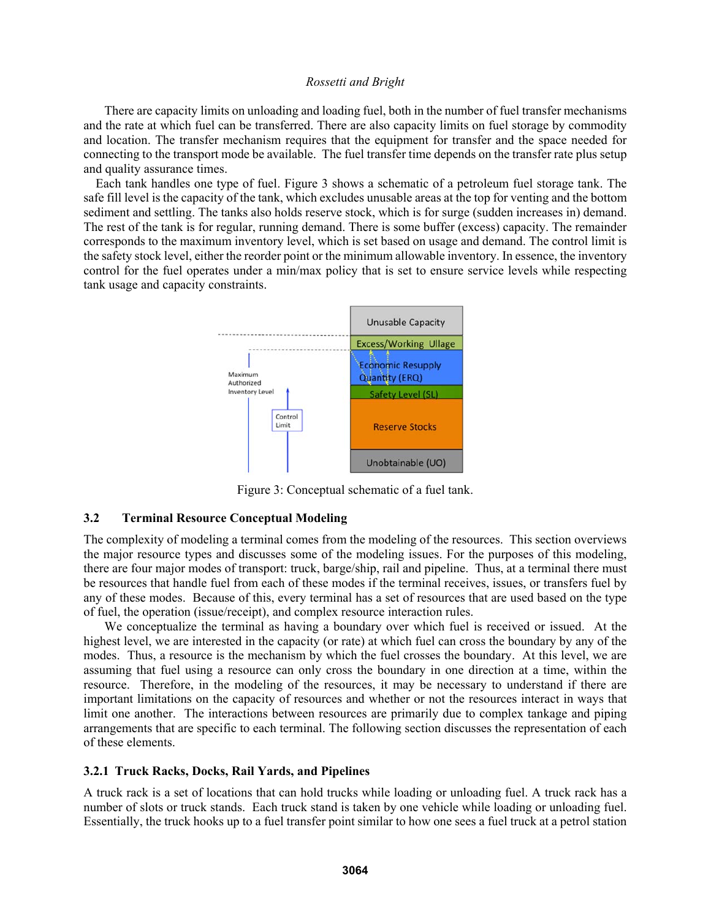There are capacity limits on unloading and loading fuel, both in the number of fuel transfer mechanisms and the rate at which fuel can be transferred. There are also capacity limits on fuel storage by commodity and location. The transfer mechanism requires that the equipment for transfer and the space needed for connecting to the transport mode be available. The fuel transfer time depends on the transfer rate plus setup and quality assurance times.

Each tank handles one type of fuel. Figure 3 shows a schematic of a petroleum fuel storage tank. The safe fill level is the capacity of the tank, which excludes unusable areas at the top for venting and the bottom sediment and settling. The tanks also holds reserve stock, which is for surge (sudden increases in) demand. The rest of the tank is for regular, running demand. There is some buffer (excess) capacity. The remainder corresponds to the maximum inventory level, which is set based on usage and demand. The control limit is the safety stock level, either the reorder point or the minimum allowable inventory. In essence, the inventory control for the fuel operates under a min/max policy that is set to ensure service levels while respecting tank usage and capacity constraints.

Figure 3: Conceptual schematic of a fuel tank.

### 3.2 Terminal Resource Conceptual Modeling

The complexity of modeling a terminal comes from the modeling of the resources. This section overviews the major resource types and discusses some of the modeling issues. For the purposes of this modeling, there are four major modes of transport: truck, barge/ship, rail and pipeline. Thus, at a terminal there must be resources that handle fuel from each of these modes if the terminal receives, issues, or transfers fuel by any of these modes. Because of this, every terminal has a set of resources that are used based on the type of fuel, the operation (issue/receipt), and complex resource interaction rules.

We conceptualize the terminal as having a boundary over which fuel is received or issued. At the highest level, we are interested in the capacity (or rate) at which fuel can cross the boundary by any of the modes. Thus, a resource is the mechanism by which the fuel crosses the boundary. At this level, we are assuming that fuel using a resource can only cross the boundary in one direction at a time, within the resource. Therefore, in the modeling of the resources, it may be necessary to understand if there are important limitations on the capacity of resources and whether or not the resources interact in ways that limit one another. The interactions between resources are primarily due to complex tankage and piping arrangements that are specific to each terminal. The following section discusses the representation of each of these elements.

#### 3.2.1 Truck Racks, Docks, Rail Yards, and Pipelines

A truck rack is a set of locations that can hold trucks while loading or unloading fuel. A truck rack has a number of slots or truck stands. Each truck stand is taken by one vehicle while loading or unloading fuel. Essentially, the truck hooks up to a fuel transfer point similar to how one sees a fuel truck at a petrol station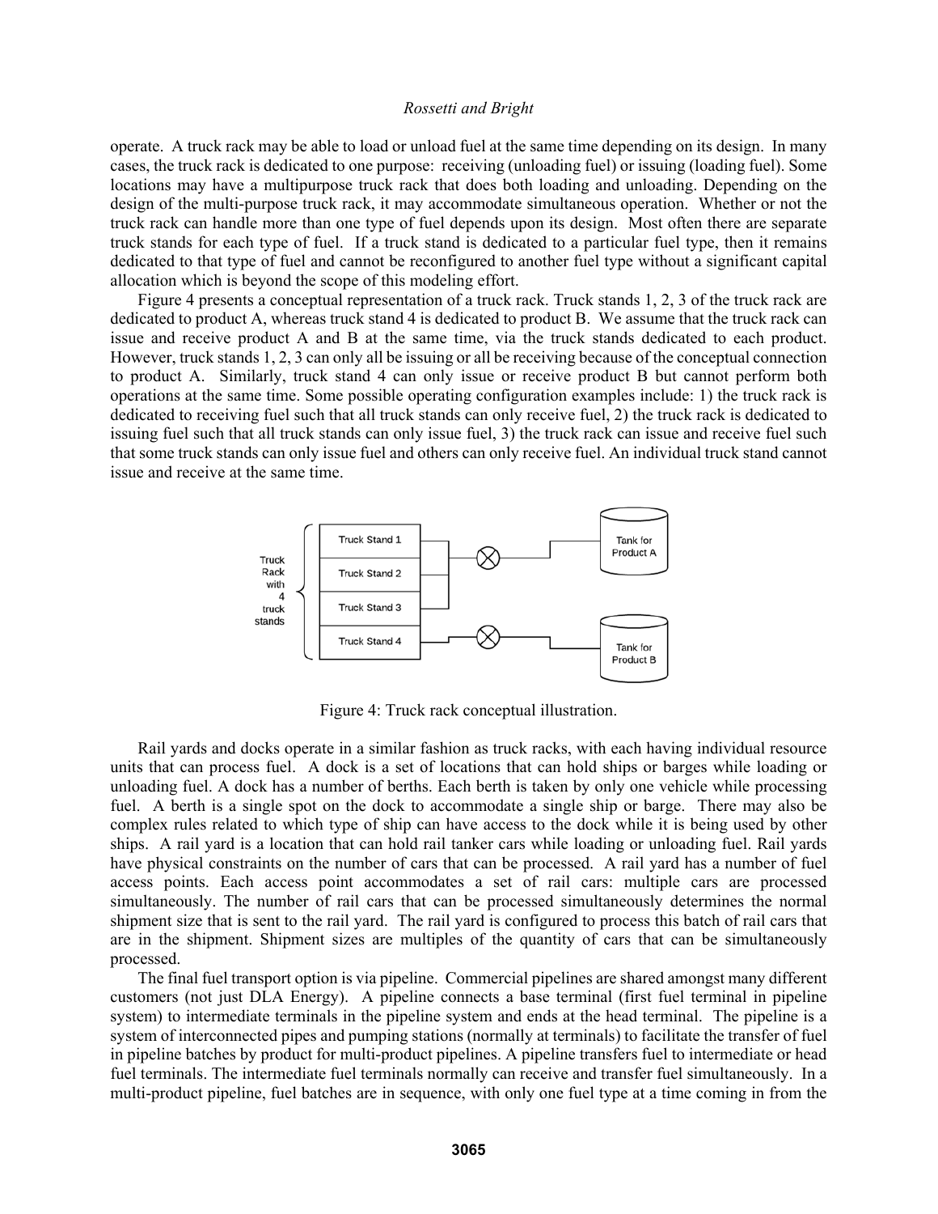operate. A truck rack may be able to load or unload fuel at the same time depending on its design. In many cases, the truck rack is dedicated to one purpose: receiving (unloading fuel) or issuing (loading fuel). Some locations may have a multipurpose truck rack that does both loading and unloading. Depending on the design of the multi-purpose truck rack, it may accommodate simultaneous operation. Whether or not the truck rack can handle more than one type of fuel depends upon its design. Most often there are separate truck stands for each type of fuel. If a truck stand is dedicated to a particular fuel type, then it remains dedicated to that type of fuel and cannot be reconfigured to another fuel type without a significant capital allocation which is beyond the scope of this modeling effort.

Figure 4 presents a conceptual representation of a truck rack. Truck stands 1, 2, 3 of the truck rack are dedicated to product A, whereas truck stand 4 is dedicated to product B. We assume that the truck rack can issue and receive product A and B at the same time, via the truck stands dedicated to each product. However, truck stands 1, 2, 3 can only all be issuing or all be receiving because of the conceptual connection to product A. Similarly, truck stand 4 can only issue or receive product B but cannot perform both operations at the same time. Some possible operating configuration examples include: 1) the truck rack is dedicated to receiving fuel such that all truck stands can only receive fuel, 2) the truck rack is dedicated to issuing fuel such that all truck stands can only issue fuel, 3) the truck rack can issue and receive fuel such that some truck stands can only issue fuel and others can only receive fuel. An individual truck stand cannot issue and receive at the same time.

Figure 4: Truck rack conceptual illustration.

Rail yards and docks operate in a similar fashion as truck racks, with each having individual resource units that can process fuel. A dock is a set of locations that can hold ships or barges while loading or unloading fuel. A dock has a number of berths. Each berth is taken by only one vehicle while processing fuel. A berth is a single spot on the dock to accommodate a single ship or barge. There may also be complex rules related to which type of ship can have access to the dock while it is being used by other ships. A rail yard is a location that can hold rail tanker cars while loading or unloading fuel. Rail yards have physical constraints on the number of cars that can be processed. A rail yard has a number of fuel access points. Each access point accommodates a set of rail cars: multiple cars are processed simultaneously. The number of rail cars that can be processed simultaneously determines the normal shipment size that is sent to the rail yard. The rail yard is configured to process this batch of rail cars that are in the shipment. Shipment sizes are multiples of the quantity of cars that can be simultaneously processed.

The final fuel transport option is via pipeline. Commercial pipelines are shared amongst many different customers (not just DLA Energy). A pipeline connects a base terminal (first fuel terminal in pipeline system) to intermediate terminals in the pipeline system and ends at the head terminal. The pipeline is a system of interconnected pipes and pumping stations (normally at terminals) to facilitate the transfer of fuel in pipeline batches by product for multi-product pipelines. A pipeline transfers fuel to intermediate or head fuel terminals. The intermediate fuel terminals normally can receive and transfer fuel simultaneously. In a multi-product pipeline, fuel batches are in sequence, with only one fuel type at a time coming in from the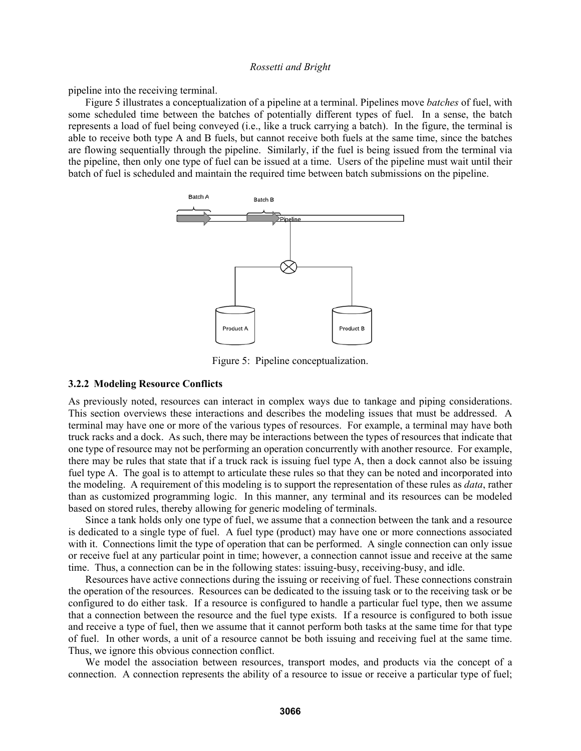pipeline into the receiving terminal.

Figure 5 illustrates a conceptualization of a pipeline at a terminal. Pipelines move *batches* of fuel, with some scheduled time between the batches of potentially different types of fuel. In a sense, the batch represents a load of fuel being conveyed (i.e., like a truck carrying a batch). In the figure, the terminal is able to receive both type A and B fuels, but cannot receive both fuels at the same time, since the batches are flowing sequentially through the pipeline. Similarly, if the fuel is being issued from the terminal via the pipeline, then only one type of fuel can be issued at a time. Users of the pipeline must wait until their batch of fuel is scheduled and maintain the required time between batch submissions on the pipeline.

Figure 5: Pipeline conceptualization.

### 3.2.2 Modeling Resource Conflicts

As previously noted, resources can interact in complex ways due to tankage and piping considerations. This section overviews these interactions and describes the modeling issues that must be addressed. A terminal may have one or more of the various types of resources. For example, a terminal may have both truck racks and a dock. As such, there may be interactions between the types of resources that indicate that one type of resource may not be performing an operation concurrently with another resource. For example, there may be rules that state that if a truck rack is issuing fuel type A, then a dock cannot also be issuing fuel type A. The goal is to attempt to articulate these rules so that they can be noted and incorporated into the modeling. A requirement of this modeling is to support the representation of these rules as *data*, rather than as customized programming logic. In this manner, any terminal and its resources can be modeled based on stored rules, thereby allowing for generic modeling of terminals.

Since a tank holds only one type of fuel, we assume that a connection between the tank and a resource is dedicated to a single type of fuel. A fuel type (product) may have one or more connections associated with it. Connections limit the type of operation that can be performed. A single connection can only issue or receive fuel at any particular point in time; however, a connection cannot issue and receive at the same time. Thus, a connection can be in the following states: issuing-busy, receiving-busy, and idle.

Resources have active connections during the issuing or receiving of fuel. These connections constrain the operation of the resources. Resources can be dedicated to the issuing task or to the receiving task or be configured to do either task. If a resource is configured to handle a particular fuel type, then we assume that a connection between the resource and the fuel type exists. If a resource is configured to both issue and receive a type of fuel, then we assume that it cannot perform both tasks at the same time for that type of fuel. In other words, a unit of a resource cannot be both issuing and receiving fuel at the same time. Thus, we ignore this obvious connection conflict.

We model the association between resources, transport modes, and products via the concept of a connection. A connection represents the ability of a resource to issue or receive a particular type of fuel;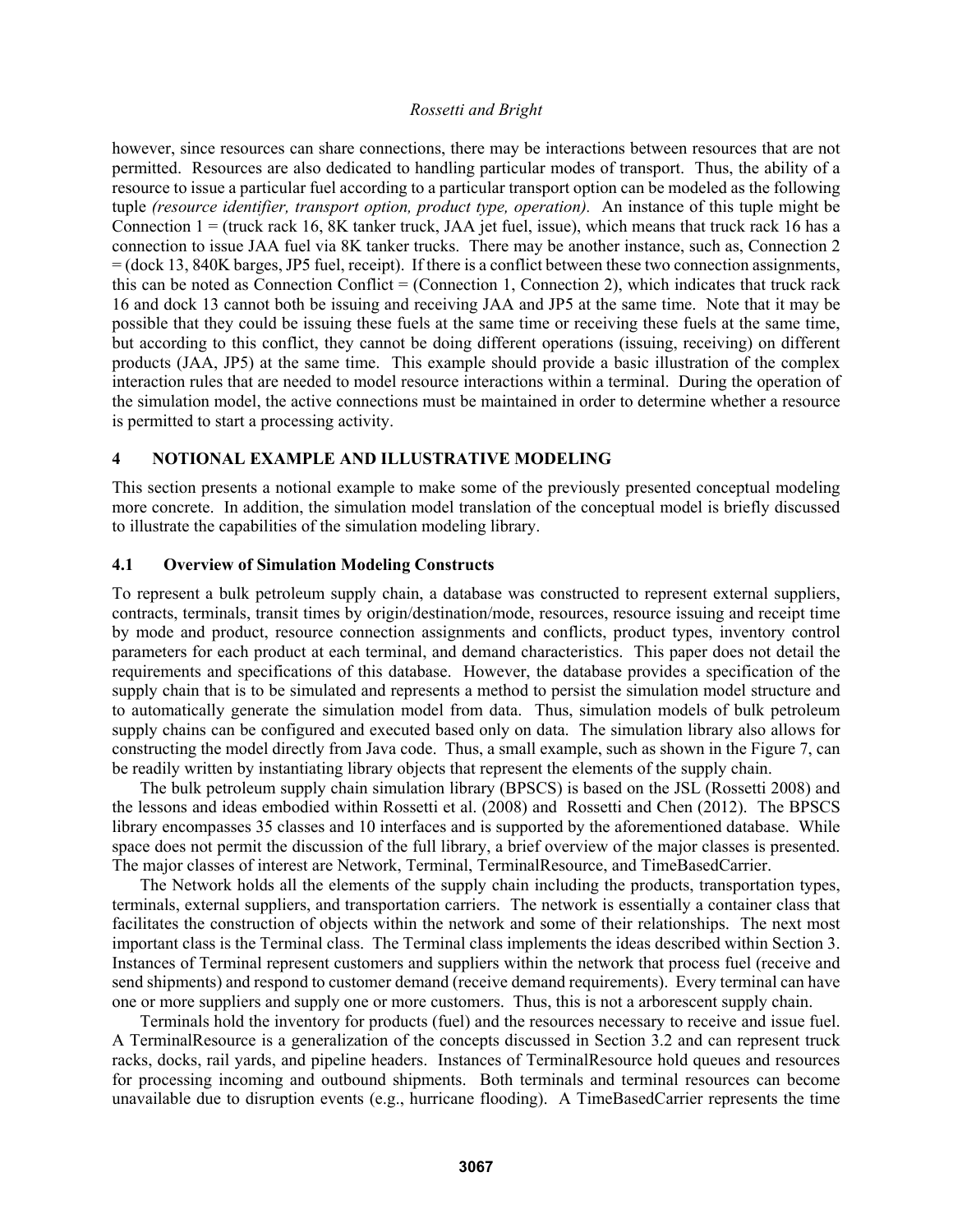however, since resources can share connections, there may be interactions between resources that are not permitted. Resources are also dedicated to handling particular modes of transport. Thus, the ability of a resource to issue a particular fuel according to a particular transport option can be modeled as the following tuple *(resource identifier, transport option, product type, operation).* An instance of this tuple might be Connection 1 = (truck rack 16, 8K tanker truck, JAA jet fuel, issue), which means that truck rack 16 has a connection to issue JAA fuel via 8K tanker trucks. There may be another instance, such as, Connection 2 = (dock 13, 840K barges, JP5 fuel, receipt). If there is a conflict between these two connection assignments, this can be noted as Connection Conflict = (Connection 1, Connection 2), which indicates that truck rack 16 and dock 13 cannot both be issuing and receiving JAA and JP5 at the same time. Note that it may be possible that they could be issuing these fuels at the same time or receiving these fuels at the same time, but according to this conflict, they cannot be doing different operations (issuing, receiving) on different products (JAA, JP5) at the same time. This example should provide a basic illustration of the complex interaction rules that are needed to model resource interactions within a terminal. During the operation of the simulation model, the active connections must be maintained in order to determine whether a resource is permitted to start a processing activity.

## 4 NOTIONAL EXAMPLE AND ILLUSTRATIVE MODELING

This section presents a notional example to make some of the previously presented conceptual modeling more concrete. In addition, the simulation model translation of the conceptual model is briefly discussed to illustrate the capabilities of the simulation modeling library.

### 4.1 Overview of Simulation Modeling Constructs

To represent a bulk petroleum supply chain, a database was constructed to represent external suppliers, contracts, terminals, transit times by origin/destination/mode, resources, resource issuing and receipt time by mode and product, resource connection assignments and conflicts, product types, inventory control parameters for each product at each terminal, and demand characteristics. This paper does not detail the requirements and specifications of this database. However, the database provides a specification of the supply chain that is to be simulated and represents a method to persist the simulation model structure and to automatically generate the simulation model from data. Thus, simulation models of bulk petroleum supply chains can be configured and executed based only on data. The simulation library also allows for constructing the model directly from Java code. Thus, a small example, such as shown in the Figure 7, can be readily written by instantiating library objects that represent the elements of the supply chain.

The bulk petroleum supply chain simulation library (BPSCS) is based on the JSL (Rossetti 2008) and the lessons and ideas embodied within Rossetti et al. (2008) and Rossetti and Chen (2012). The BPSCS library encompasses 35 classes and 10 interfaces and is supported by the aforementioned database. While space does not permit the discussion of the full library, a brief overview of the major classes is presented. The major classes of interest are Network, Terminal, TerminalResource, and TimeBasedCarrier.

The Network holds all the elements of the supply chain including the products, transportation types, terminals, external suppliers, and transportation carriers. The network is essentially a container class that facilitates the construction of objects within the network and some of their relationships. The next most important class is the Terminal class. The Terminal class implements the ideas described within Section 3. Instances of Terminal represent customers and suppliers within the network that process fuel (receive and send shipments) and respond to customer demand (receive demand requirements). Every terminal can have one or more suppliers and supply one or more customers. Thus, this is not a arborescent supply chain.

Terminals hold the inventory for products (fuel) and the resources necessary to receive and issue fuel. A TerminalResource is a generalization of the concepts discussed in Section 3.2 and can represent truck racks, docks, rail yards, and pipeline headers. Instances of TerminalResource hold queues and resources for processing incoming and outbound shipments. Both terminals and terminal resources can become unavailable due to disruption events (e.g., hurricane flooding). A TimeBasedCarrier represents the time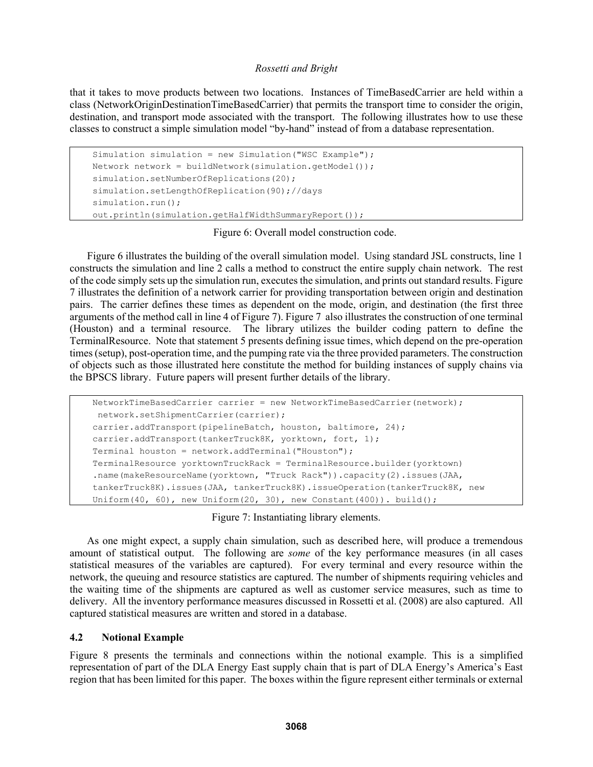that it takes to move products between two locations. Instances of TimeBasedCarrier are held within a class (NetworkOriginDestinationTimeBasedCarrier) that permits the transport time to consider the origin, destination, and transport mode associated with the transport. The following illustrates how to use these classes to construct a simple simulation model "by-hand" instead of from a database representation.

```
Simulation simulation = new Simulation("WSC Example");
Network network = buildNetwork(simulation.getModel());
simulation.setNumberOfReplications(20);
simulation.setLengthOfReplication(90);//days
simulation.run();
out.println(simulation.getHalfWidthSummaryReport());
```

Figure 6: Overall model construction code.

Figure 6 illustrates the building of the overall simulation model. Using standard JSL constructs, line 1 constructs the simulation and line 2 calls a method to construct the entire supply chain network. The rest of the code simply sets up the simulation run, executes the simulation, and prints out standard results. Figure 7 illustrates the definition of a network carrier for providing transportation between origin and destination pairs. The carrier defines these times as dependent on the mode, origin, and destination (the first three arguments of the method call in line 4 of Figure 7). Figure 7 also illustrates the construction of one terminal (Houston) and a terminal resource. The library utilizes the builder coding pattern to define the TerminalResource. Note that statement 5 presents defining issue times, which depend on the pre-operation times (setup), post-operation time, and the pumping rate via the three provided parameters. The construction of objects such as those illustrated here constitute the method for building instances of supply chains via the BPSCS library. Future papers will present further details of the library.

```
NetworkTimeBasedCarrier carrier = new NetworkTimeBasedCarrier(network);
 network.setShipmentCarrier(carrier);
carrier.addTransport(pipelineBatch, houston, baltimore, 24);
carrier.addTransport(tankerTruck8K, yorktown, fort, 1);
Terminal houston = network.addTerminal("Houston");
TerminalResource yorktownTruckRack = TerminalResource.builder(yorktown)
.name(makeResourceName(yorktown, "Truck Rack")).capacity(2).issues(JAA,
tankerTruck8K).issues(JAA, tankerTruck8K).issueOperation(tankerTruck8K, new
Uniform(40, 60), new Uniform(20, 30), new Constant(400)). build();
```

Figure 7: Instantiating library elements.

As one might expect, a supply chain simulation, such as described here, will produce a tremendous amount of statistical output. The following are *some* of the key performance measures (in all cases statistical measures of the variables are captured). For every terminal and every resource within the network, the queuing and resource statistics are captured. The number of shipments requiring vehicles and the waiting time of the shipments are captured as well as customer service measures, such as time to delivery. All the inventory performance measures discussed in Rossetti et al. (2008) are also captured. All captured statistical measures are written and stored in a database.

### 4.2 Notional Example

Figure 8 presents the terminals and connections within the notional example. This is a simplified representation of part of the DLA Energy East supply chain that is part of DLA Energy's America's East region that has been limited for this paper. The boxes within the figure represent either terminals or external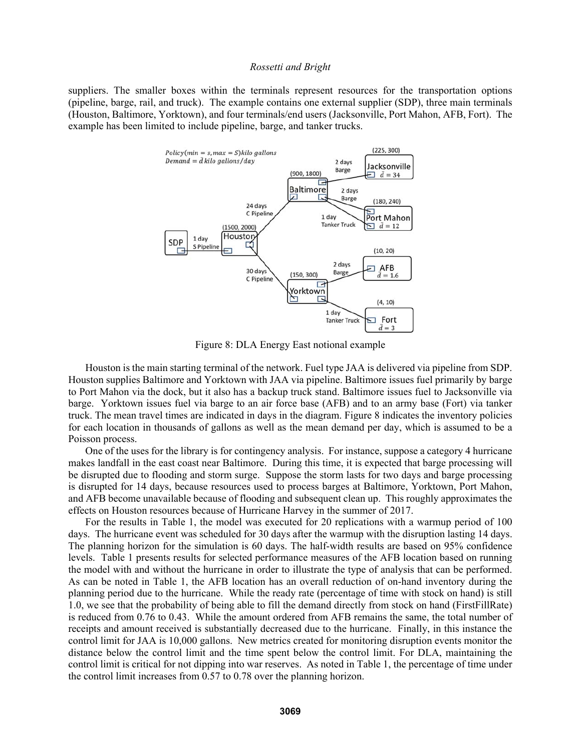suppliers. The smaller boxes within the terminals represent resources for the transportation options (pipeline, barge, rail, and truck). The example contains one external supplier (SDP), three main terminals (Houston, Baltimore, Yorktown), and four terminals/end users (Jacksonville, Port Mahon, AFB, Fort). The example has been limited to include pipeline, barge, and tanker trucks.

Figure 8: DLA Energy East notional example

Houston is the main starting terminal of the network. Fuel type JAA is delivered via pipeline from SDP. Houston supplies Baltimore and Yorktown with JAA via pipeline. Baltimore issues fuel primarily by barge to Port Mahon via the dock, but it also has a backup truck stand. Baltimore issues fuel to Jacksonville via barge. Yorktown issues fuel via barge to an air force base (AFB) and to an army base (Fort) via tanker truck. The mean travel times are indicated in days in the diagram. Figure 8 indicates the inventory policies for each location in thousands of gallons as well as the mean demand per day, which is assumed to be a Poisson process.

One of the uses for the library is for contingency analysis. For instance, suppose a category 4 hurricane makes landfall in the east coast near Baltimore. During this time, it is expected that barge processing will be disrupted due to flooding and storm surge. Suppose the storm lasts for two days and barge processing is disrupted for 14 days, because resources used to process barges at Baltimore, Yorktown, Port Mahon, and AFB become unavailable because of flooding and subsequent clean up. This roughly approximates the effects on Houston resources because of Hurricane Harvey in the summer of 2017.

For the results in Table 1, the model was executed for 20 replications with a warmup period of 100 days. The hurricane event was scheduled for 30 days after the warmup with the disruption lasting 14 days. The planning horizon for the simulation is 60 days. The half-width results are based on 95% confidence levels. Table 1 presents results for selected performance measures of the AFB location based on running the model with and without the hurricane in order to illustrate the type of analysis that can be performed. As can be noted in Table 1, the AFB location has an overall reduction of on-hand inventory during the planning period due to the hurricane. While the ready rate (percentage of time with stock on hand) is still 1.0, we see that the probability of being able to fill the demand directly from stock on hand (FirstFillRate) is reduced from 0.76 to 0.43. While the amount ordered from AFB remains the same, the total number of receipts and amount received is substantially decreased due to the hurricane. Finally, in this instance the control limit for JAA is 10,000 gallons. New metrics created for monitoring disruption events monitor the distance below the control limit and the time spent below the control limit. For DLA, maintaining the control limit is critical for not dipping into war reserves. As noted in Table 1, the percentage of time under the control limit increases from 0.57 to 0.78 over the planning horizon.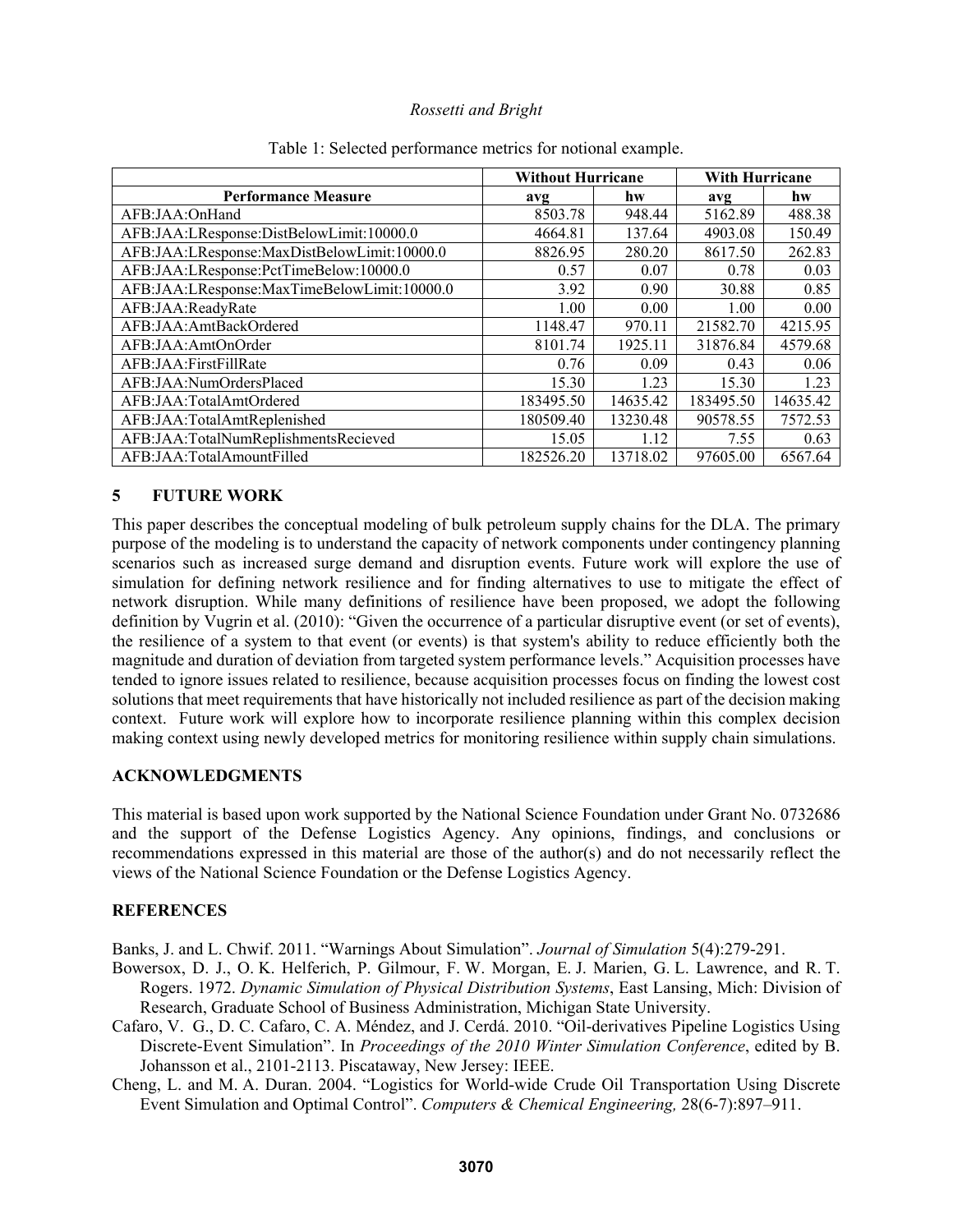Table 1: Selected performance metrics for notional example.

| | Without Hurricane | | With Hurricane | |
|---|---|---|---|---|
| **Performance Measure** | **avg** | **hw** | **avg** | **hw** |
| AFB:JAA:OnHand | 8503.78 | 948.44 | 5162.89 | 488.38 |
| AFB:JAA:LResponse:DistBelowLimit:10000.0 | 4664.81 | 137.64 | 4903.08 | 150.49 |
| AFB:JAA:LResponse:MaxDistBelowLimit:10000.0 | 8826.95 | 280.20 | 8617.50 | 262.83 |
| AFB:JAA:LResponse:PctTimeBelow:10000.0 | 0.57 | 0.07 | 0.78 | 0.03 |
| AFB:JAA:LResponse:MaxTimeBelowLimit:10000.0 | 3.92 | 0.90 | 30.88 | 0.85 |
| AFB:JAA:ReadyRate | 1.00 | 0.00 | 1.00 | 0.00 |
| AFB:JAA:AmtBackOrdered | 1148.47 | 970.11 | 21582.70 | 4215.95 |
| AFB:JAA:AmtOnOrder | 8101.74 | 1925.11 | 31876.84 | 4579.68 |
| AFB:JAA:FirstFillRate | 0.76 | 0.09 | 0.43 | 0.06 |
| AFB:JAA:NumOrdersPlaced | 15.30 | 1.23 | 15.30 | 1.23 |
| AFB:JAA:TotalAmtOrdered | 183495.50 | 14635.42 | 183495.50 | 14635.42 |
| AFB:JAA:TotalAmtReplenished | 180509.40 | 13230.48 | 90578.55 | 7572.53 |
| AFB:JAA:TotalNumReplishmentsRecieved | 15.05 | 1.12 | 7.55 | 0.63 |
| AFB:JAA:TotalAmountFilled | 182526.20 | 13718.02 | 97605.00 | 6567.64 |

## 5 FUTURE WORK

This paper describes the conceptual modeling of bulk petroleum supply chains for the DLA. The primary purpose of the modeling is to understand the capacity of network components under contingency planning scenarios such as increased surge demand and disruption events. Future work will explore the use of simulation for defining network resilience and for finding alternatives to use to mitigate the effect of network disruption. While many definitions of resilience have been proposed, we adopt the following definition by Vugrin et al. (2010): "Given the occurrence of a particular disruptive event (or set of events), the resilience of a system to that event (or events) is that system's ability to reduce efficiently both the magnitude and duration of deviation from targeted system performance levels." Acquisition processes have tended to ignore issues related to resilience, because acquisition processes focus on finding the lowest cost solutions that meet requirements that have historically not included resilience as part of the decision making context. Future work will explore how to incorporate resilience planning within this complex decision making context using newly developed metrics for monitoring resilience within supply chain simulations.

## ACKNOWLEDGMENTS

This material is based upon work supported by the National Science Foundation under Grant No. 0732686 and the support of the Defense Logistics Agency. Any opinions, findings, and conclusions or recommendations expressed in this material are those of the author(s) and do not necessarily reflect the views of the National Science Foundation or the Defense Logistics Agency.

## REFERENCES

Banks, J. and L. Chwif. 2011. "Warnings About Simulation". *Journal of Simulation* 5(4):279-291.

Bowersox, D. J., O. K. Helferich, P. Gilmour, F. W. Morgan, E. J. Marien, G. L. Lawrence, and R. T. Rogers. 1972. *Dynamic Simulation of Physical Distribution Systems*, East Lansing, Mich: Division of Research, Graduate School of Business Administration, Michigan State University.

Cafaro, V. G., D. C. Cafaro, C. A. Méndez, and J. Cerdá. 2010. "Oil-derivatives Pipeline Logistics Using Discrete-Event Simulation". In *Proceedings of the 2010 Winter Simulation Conference*, edited by B. Johansson et al., 2101-2113. Piscataway, New Jersey: IEEE.

Cheng, L. and M. A. Duran. 2004. "Logistics for World-wide Crude Oil Transportation Using Discrete Event Simulation and Optimal Control". *Computers & Chemical Engineering,* 28(6-7):897–911.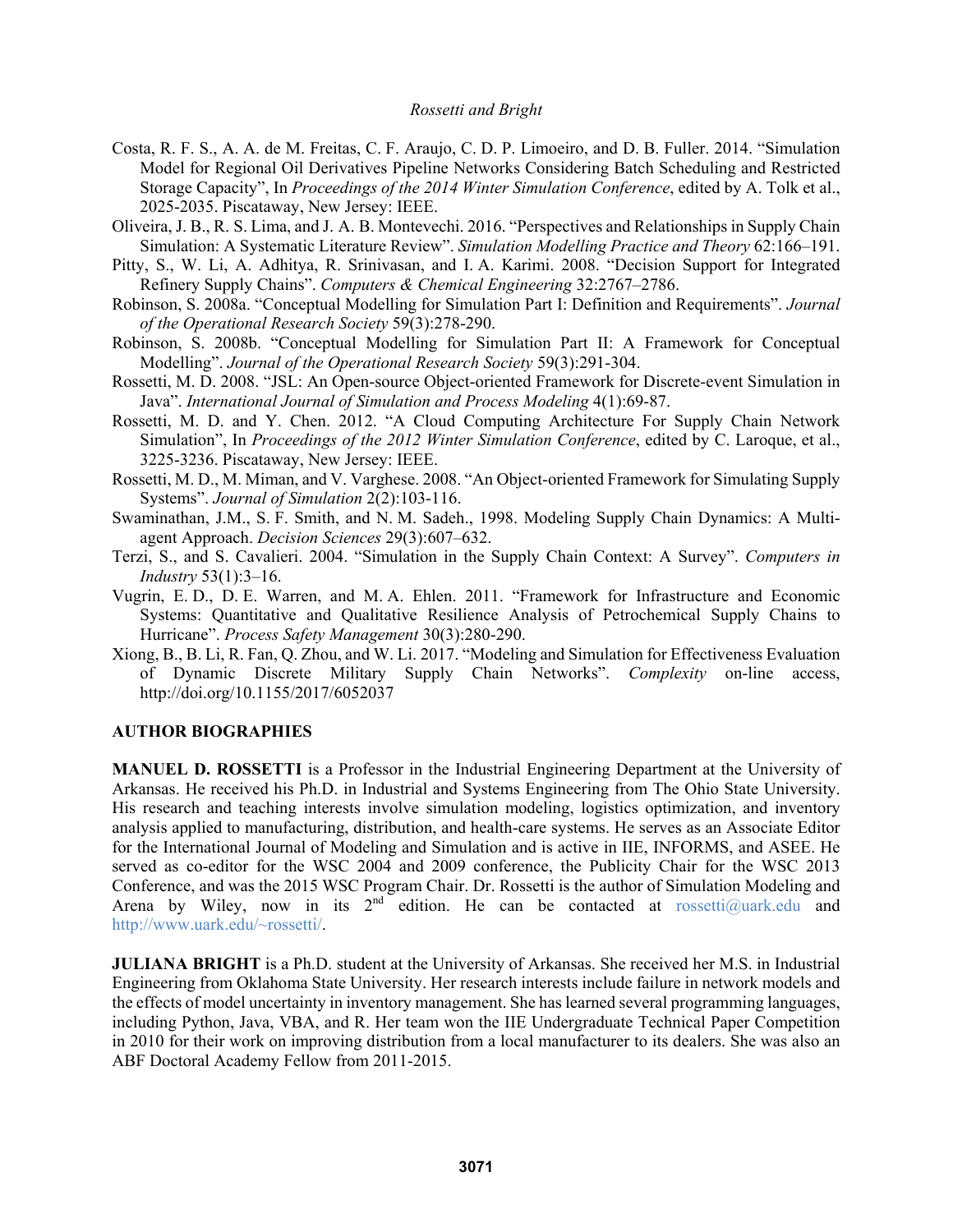Costa, R. F. S., A. A. de M. Freitas, C. F. Araujo, C. D. P. Limoeiro, and D. B. Fuller. 2014. "Simulation Model for Regional Oil Derivatives Pipeline Networks Considering Batch Scheduling and Restricted Storage Capacity", In *Proceedings of the 2014 Winter Simulation Conference*, edited by A. Tolk et al., 2025-2035. Piscataway, New Jersey: IEEE.

Oliveira, J. B., R. S. Lima, and J. A. B. Montevechi. 2016. "Perspectives and Relationships in Supply Chain Simulation: A Systematic Literature Review". *Simulation Modelling Practice and Theory* 62:166–191.

Pitty, S., W. Li, A. Adhitya, R. Srinivasan, and I. A. Karimi. 2008. "Decision Support for Integrated Refinery Supply Chains". *Computers & Chemical Engineering* 32:2767–2786.

Robinson, S. 2008a. "Conceptual Modelling for Simulation Part I: Definition and Requirements". *Journal of the Operational Research Society* 59(3):278-290.

Robinson, S. 2008b. "Conceptual Modelling for Simulation Part II: A Framework for Conceptual Modelling". *Journal of the Operational Research Society* 59(3):291-304.

Rossetti, M. D. 2008. "JSL: An Open-source Object-oriented Framework for Discrete-event Simulation in Java". *International Journal of Simulation and Process Modeling* 4(1):69-87.

Rossetti, M. D. and Y. Chen. 2012. "A Cloud Computing Architecture For Supply Chain Network Simulation", In *Proceedings of the 2012 Winter Simulation Conference*, edited by C. Laroque, et al., 3225-3236. Piscataway, New Jersey: IEEE.

Rossetti, M. D., M. Miman, and V. Varghese. 2008. "An Object-oriented Framework for Simulating Supply Systems". *Journal of Simulation* 2(2):103-116.

Swaminathan, J.M., S. F. Smith, and N. M. Sadeh., 1998. Modeling Supply Chain Dynamics: A Multi-agent Approach. *Decision Sciences* 29(3):607–632.

Terzi, S., and S. Cavalieri. 2004. "Simulation in the Supply Chain Context: A Survey". *Computers in Industry* 53(1):3–16.

Vugrin, E. D., D. E. Warren, and M. A. Ehlen. 2011. "Framework for Infrastructure and Economic Systems: Quantitative and Qualitative Resilience Analysis of Petrochemical Supply Chains to Hurricane". *Process Safety Management* 30(3):280-290.

Xiong, B., B. Li, R. Fan, Q. Zhou, and W. Li. 2017. "Modeling and Simulation for Effectiveness Evaluation of Dynamic Discrete Military Supply Chain Networks". *Complexity* on-line access, http://doi.org/10.1155/2017/6052037

## AUTHOR BIOGRAPHIES

**MANUEL D. ROSSETTI** is a Professor in the Industrial Engineering Department at the University of Arkansas. He received his Ph.D. in Industrial and Systems Engineering from The Ohio State University. His research and teaching interests involve simulation modeling, logistics optimization, and inventory analysis applied to manufacturing, distribution, and health-care systems. He serves as an Associate Editor for the International Journal of Modeling and Simulation and is active in IIE, INFORMS, and ASEE. He served as co-editor for the WSC 2004 and 2009 conference, the Publicity Chair for the WSC 2013 Conference, and was the 2015 WSC Program Chair. Dr. Rossetti is the author of Simulation Modeling and Arena by Wiley, now in its 2nd edition. He can be contacted at rossetti@uark.edu and http://www.uark.edu/~rossetti/.

**JULIANA BRIGHT** is a Ph.D. student at the University of Arkansas. She received her M.S. in Industrial Engineering from Oklahoma State University. Her research interests include failure in network models and the effects of model uncertainty in inventory management. She has learned several programming languages, including Python, Java, VBA, and R. Her team won the IIE Undergraduate Technical Paper Competition in 2010 for their work on improving distribution from a local manufacturer to its dealers. She was also an ABF Doctoral Academy Fellow from 2011-2015.